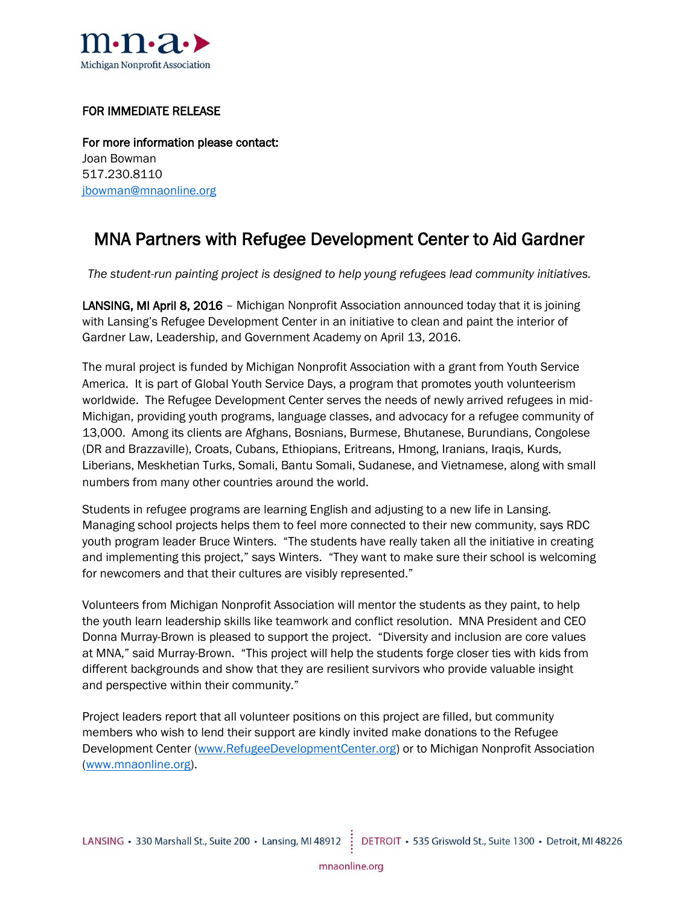m·n·a·
Michigan Nonprofit Association

**FOR IMMEDIATE RELEASE**

**For more information please contact:**
Joan Bowman
517.230.8110
jbowman@mnaonline.org

# MNA Partners with Refugee Development Center to Aid Gardner

*The student-run painting project is designed to help young refugees lead community initiatives.*

**LANSING, MI April 8, 2016** – Michigan Nonprofit Association announced today that it is joining with Lansing's Refugee Development Center in an initiative to clean and paint the interior of Gardner Law, Leadership, and Government Academy on April 13, 2016.

The mural project is funded by Michigan Nonprofit Association with a grant from Youth Service America. It is part of Global Youth Service Days, a program that promotes youth volunteerism worldwide. The Refugee Development Center serves the needs of newly arrived refugees in mid-Michigan, providing youth programs, language classes, and advocacy for a refugee community of 13,000. Among its clients are Afghans, Bosnians, Burmese, Bhutanese, Burundians, Congolese (DR and Brazzaville), Croats, Cubans, Ethiopians, Eritreans, Hmong, Iranians, Iraqis, Kurds, Liberians, Meskhetian Turks, Somali, Bantu Somali, Sudanese, and Vietnamese, along with small numbers from many other countries around the world.

Students in refugee programs are learning English and adjusting to a new life in Lansing. Managing school projects helps them to feel more connected to their new community, says RDC youth program leader Bruce Winters. "The students have really taken all the initiative in creating and implementing this project," says Winters. "They want to make sure their school is welcoming for newcomers and that their cultures are visibly represented."

Volunteers from Michigan Nonprofit Association will mentor the students as they paint, to help the youth learn leadership skills like teamwork and conflict resolution. MNA President and CEO Donna Murray-Brown is pleased to support the project. "Diversity and inclusion are core values at MNA," said Murray-Brown. "This project will help the students forge closer ties with kids from different backgrounds and show that they are resilient survivors who provide valuable insight and perspective within their community."

Project leaders report that all volunteer positions on this project are filled, but community members who wish to lend their support are kindly invited make donations to the Refugee Development Center (www.RefugeeDevelopmentCenter.org) or to Michigan Nonprofit Association (www.mnaonline.org).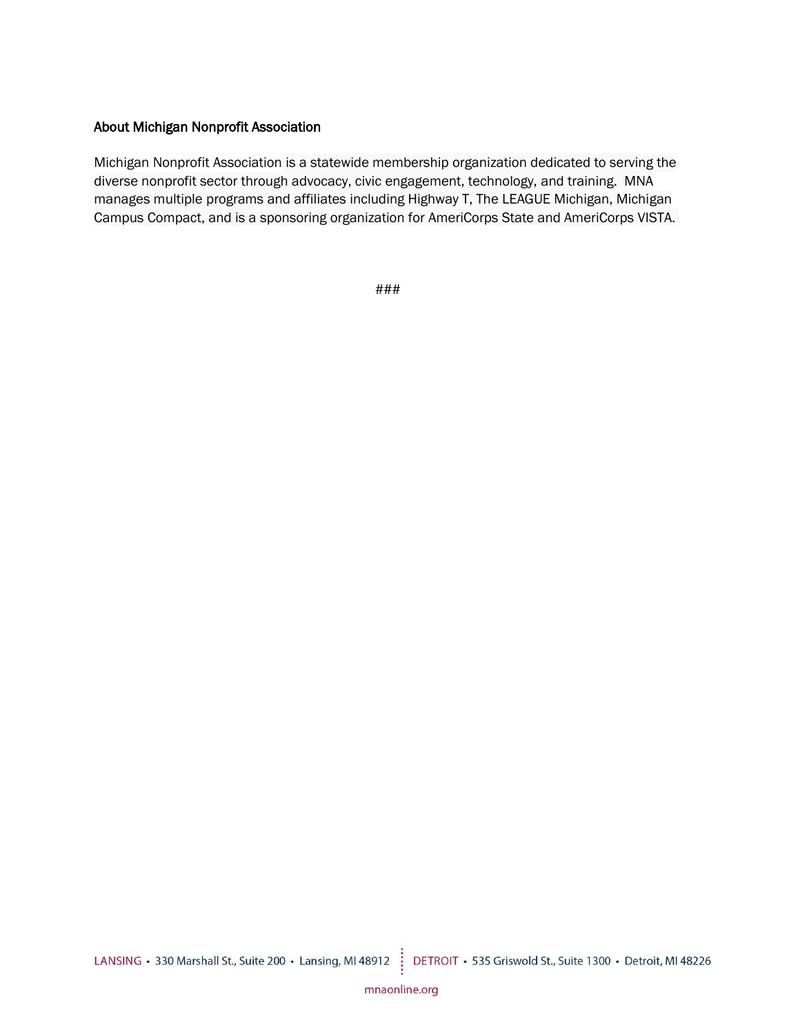**About Michigan Nonprofit Association**

Michigan Nonprofit Association is a statewide membership organization dedicated to serving the diverse nonprofit sector through advocacy, civic engagement, technology, and training. MNA manages multiple programs and affiliates including Highway T, The LEAGUE Michigan, Michigan Campus Compact, and is a sponsoring organization for AmeriCorps State and AmeriCorps VISTA.

###